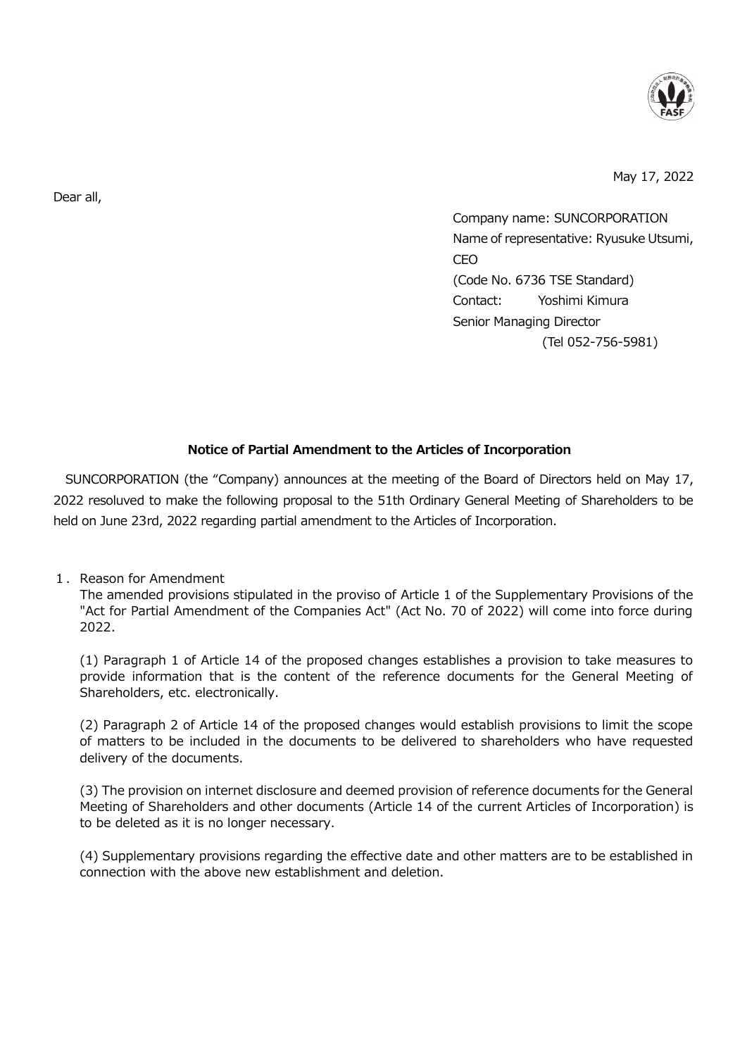May 17, 2022

Dear all,

Company name: SUNCORPORATION
Name of representative: Ryusuke Utsumi, CEO
(Code No. 6736 TSE Standard)
Contact: Yoshimi Kimura
Senior Managing Director
(Tel 052-756-5981)

## Notice of Partial Amendment to the Articles of Incorporation

SUNCORPORATION (the "Company) announces at the meeting of the Board of Directors held on May 17, 2022 resoluved to make the following proposal to the 51th Ordinary General Meeting of Shareholders to be held on June 23rd, 2022 regarding partial amendment to the Articles of Incorporation.

1. Reason for Amendment

The amended provisions stipulated in the proviso of Article 1 of the Supplementary Provisions of the "Act for Partial Amendment of the Companies Act" (Act No. 70 of 2022) will come into force during 2022.

(1) Paragraph 1 of Article 14 of the proposed changes establishes a provision to take measures to provide information that is the content of the reference documents for the General Meeting of Shareholders, etc. electronically.

(2) Paragraph 2 of Article 14 of the proposed changes would establish provisions to limit the scope of matters to be included in the documents to be delivered to shareholders who have requested delivery of the documents.

(3) The provision on internet disclosure and deemed provision of reference documents for the General Meeting of Shareholders and other documents (Article 14 of the current Articles of Incorporation) is to be deleted as it is no longer necessary.

(4) Supplementary provisions regarding the effective date and other matters are to be established in connection with the above new establishment and deletion.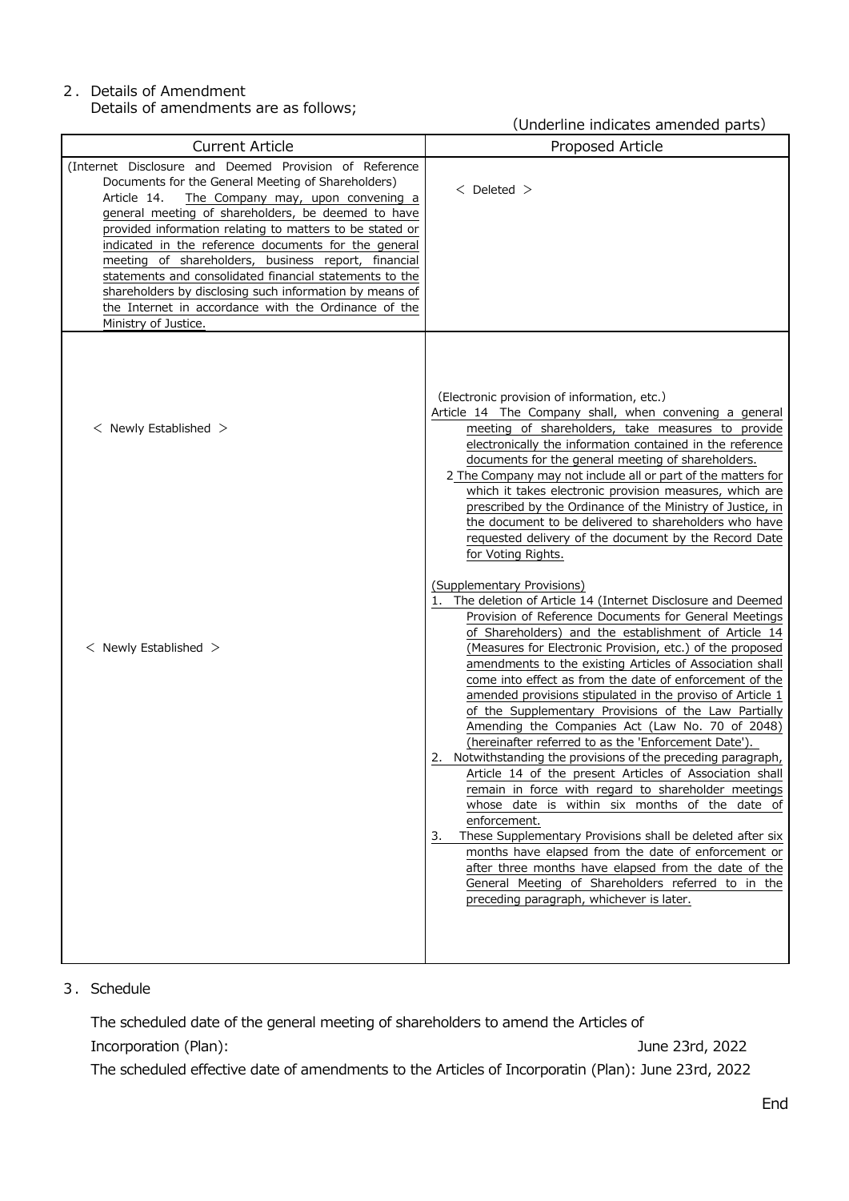2. Details of Amendment

Details of amendments are as follows;

(Underline indicates amended parts)

| Current Article | Proposed Article |
|---|---|
| (Internet Disclosure and Deemed Provision of Reference Documents for the General Meeting of Shareholders)<br>Article 14. The Company may, upon convening a general meeting of shareholders, be deemed to have provided information relating to matters to be stated or indicated in the reference documents for the general meeting of shareholders, business report, financial statements and consolidated financial statements to the shareholders by disclosing such information by means of the Internet in accordance with the Ordinance of the Ministry of Justice. | < Deleted > |
| < Newly Established > | (Electronic provision of information, etc.)<br>Article 14 The Company shall, when convening a general meeting of shareholders, take measures to provide electronically the information contained in the reference documents for the general meeting of shareholders.<br>2 The Company may not include all or part of the matters for which it takes electronic provision measures, which are prescribed by the Ordinance of the Ministry of Justice, in the document to be delivered to shareholders who have requested delivery of the document by the Record Date for Voting Rights. |
| < Newly Established > | (Supplementary Provisions)<br>1. The deletion of Article 14 (Internet Disclosure and Deemed Provision of Reference Documents for General Meetings of Shareholders) and the establishment of Article 14 (Measures for Electronic Provision, etc.) of the proposed amendments to the existing Articles of Association shall come into effect as from the date of enforcement of the amended provisions stipulated in the proviso of Article 1 of the Supplementary Provisions of the Law Partially Amending the Companies Act (Law No. 70 of 2048) (hereinafter referred to as the 'Enforcement Date').<br>2. Notwithstanding the provisions of the preceding paragraph, Article 14 of the present Articles of Association shall remain in force with regard to shareholder meetings whose date is within six months of the date of enforcement.<br>3. These Supplementary Provisions shall be deleted after six months have elapsed from the date of enforcement or after three months have elapsed from the date of the General Meeting of Shareholders referred to in the preceding paragraph, whichever is later. |

3. Schedule

The scheduled date of the general meeting of shareholders to amend the Articles of Incorporation (Plan): June 23rd, 2022

The scheduled effective date of amendments to the Articles of Incorporatin (Plan): June 23rd, 2022

End